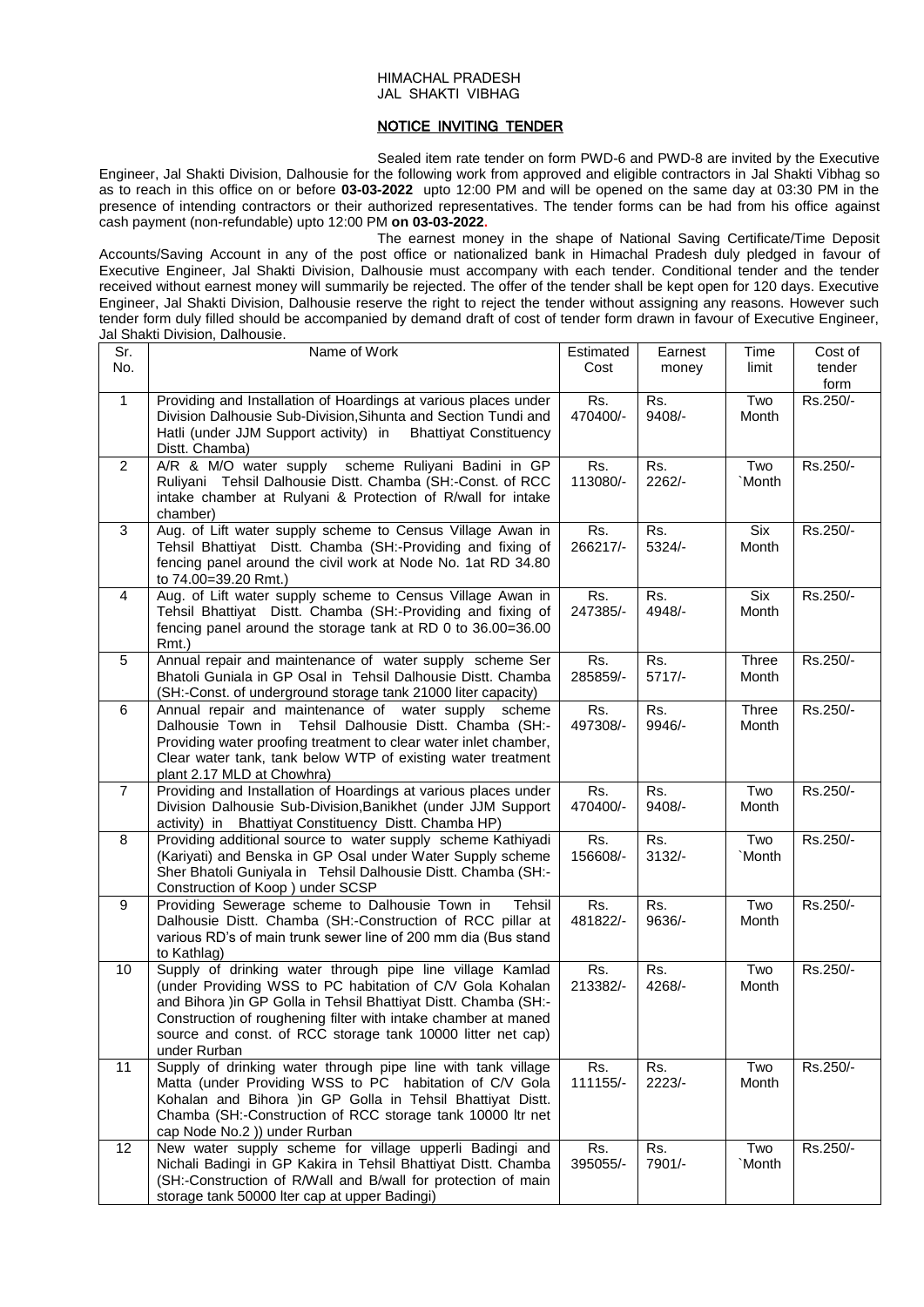HIMACHAL PRADESH
JAL SHAKTI VIBHAG

## NOTICE INVITING TENDER

Sealed item rate tender on form PWD-6 and PWD-8 are invited by the Executive Engineer, Jal Shakti Division, Dalhousie for the following work from approved and eligible contractors in Jal Shakti Vibhag so as to reach in this office on or before **03-03-2022** upto 12:00 PM and will be opened on the same day at 03:30 PM in the presence of intending contractors or their authorized representatives. The tender forms can be had from his office against cash payment (non-refundable) upto 12:00 PM **on 03-03-2022.**

The earnest money in the shape of National Saving Certificate/Time Deposit Accounts/Saving Account in any of the post office or nationalized bank in Himachal Pradesh duly pledged in favour of Executive Engineer, Jal Shakti Division, Dalhousie must accompany with each tender. Conditional tender and the tender received without earnest money will summarily be rejected. The offer of the tender shall be kept open for 120 days. Executive Engineer, Jal Shakti Division, Dalhousie reserve the right to reject the tender without assigning any reasons. However such tender form duly filled should be accompanied by demand draft of cost of tender form drawn in favour of Executive Engineer, Jal Shakti Division, Dalhousie.

| Sr. No. | Name of Work | Estimated Cost | Earnest money | Time limit | Cost of tender form |
|---|---|---|---|---|---|
| 1 | Providing and Installation of Hoardings at various places under Division Dalhousie Sub-Division,Sihunta and Section Tundi and Hatli (under JJM Support activity) in Bhattiyat Constituency Distt. Chamba) | Rs. 470400/- | Rs. 9408/- | Two Month | Rs.250/- |
| 2 | A/R & M/O water supply scheme Ruliyani Badini in GP Ruliyani Tehsil Dalhousie Distt. Chamba (SH:-Const. of RCC intake chamber at Rulyani & Protection of R/wall for intake chamber) | Rs. 113080/- | Rs. 2262/- | Two `Month | Rs.250/- |
| 3 | Aug. of Lift water supply scheme to Census Village Awan in Tehsil Bhattiyat Distt. Chamba (SH:-Providing and fixing of fencing panel around the civil work at Node No. 1at RD 34.80 to 74.00=39.20 Rmt.) | Rs. 266217/- | Rs. 5324/- | Six Month | Rs.250/- |
| 4 | Aug. of Lift water supply scheme to Census Village Awan in Tehsil Bhattiyat Distt. Chamba (SH:-Providing and fixing of fencing panel around the storage tank at RD 0 to 36.00=36.00 Rmt.) | Rs. 247385/- | Rs. 4948/- | Six Month | Rs.250/- |
| 5 | Annual repair and maintenance of water supply scheme Ser Bhatoli Guniala in GP Osal in Tehsil Dalhousie Distt. Chamba (SH:-Const. of underground storage tank 21000 liter capacity) | Rs. 285859/- | Rs. 5717/- | Three Month | Rs.250/- |
| 6 | Annual repair and maintenance of water supply scheme Dalhousie Town in Tehsil Dalhousie Distt. Chamba (SH:-Providing water proofing treatment to clear water inlet chamber, Clear water tank, tank below WTP of existing water treatment plant 2.17 MLD at Chowhra) | Rs. 497308/- | Rs. 9946/- | Three Month | Rs.250/- |
| 7 | Providing and Installation of Hoardings at various places under Division Dalhousie Sub-Division,Banikhet (under JJM Support activity) in Bhattiyat Constituency Distt. Chamba HP) | Rs. 470400/- | Rs. 9408/- | Two Month | Rs.250/- |
| 8 | Providing additional source to water supply scheme Kathiyadi (Kariyati) and Benska in GP Osal under Water Supply scheme Sher Bhatoli Guniyala in Tehsil Dalhousie Distt. Chamba (SH:-Construction of Koop ) under SCSP | Rs. 156608/- | Rs. 3132/- | Two `Month | Rs.250/- |
| 9 | Providing Sewerage scheme to Dalhousie Town in Tehsil Dalhousie Distt. Chamba (SH:-Construction of RCC pillar at various RD's of main trunk sewer line of 200 mm dia (Bus stand to Kathlag) | Rs. 481822/- | Rs. 9636/- | Two Month | Rs.250/- |
| 10 | Supply of drinking water through pipe line village Kamlad (under Providing WSS to PC habitation of C/V Gola Kohalan and Bihora )in GP Golla in Tehsil Bhattiyat Distt. Chamba (SH:-Construction of roughening filter with intake chamber at maned source and const. of RCC storage tank 10000 litter net cap) under Rurban | Rs. 213382/- | Rs. 4268/- | Two Month | Rs.250/- |
| 11 | Supply of drinking water through pipe line with tank village Matta (under Providing WSS to PC habitation of C/V Gola Kohalan and Bihora )in GP Golla in Tehsil Bhattiyat Distt. Chamba (SH:-Construction of RCC storage tank 10000 ltr net cap Node No.2 )) under Rurban | Rs. 111155/- | Rs. 2223/- | Two Month | Rs.250/- |
| 12 | New water supply scheme for village upperli Badingi and Nichali Badingi in GP Kakira in Tehsil Bhattiyat Distt. Chamba (SH:-Construction of R/Wall and B/wall for protection of main storage tank 50000 lter cap at upper Badingi) | Rs. 395055/- | Rs. 7901/- | Two `Month | Rs.250/- |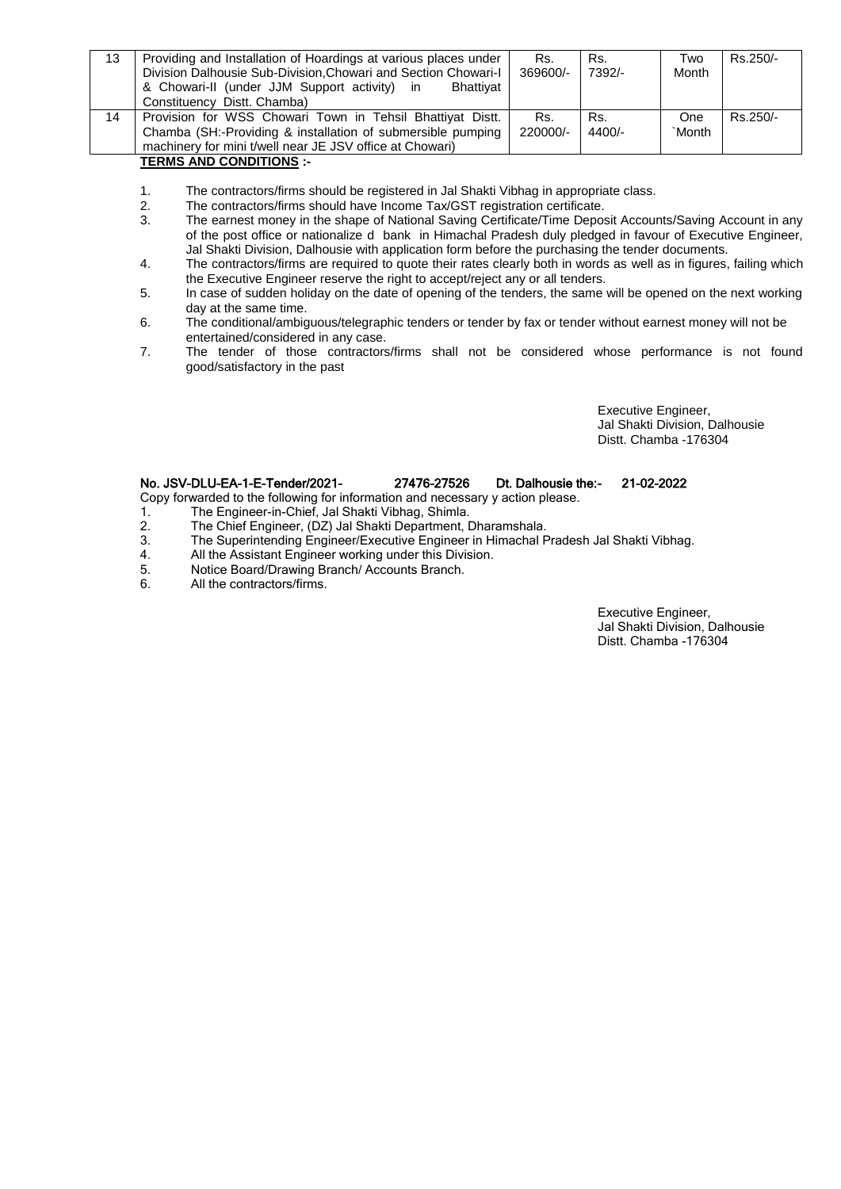| 13 | Providing and Installation of Hoardings at various places under Division Dalhousie Sub-Division,Chowari and Section Chowari-I & Chowari-II (under JJM Support activity) in Bhattiyat Constituency Distt. Chamba) | Rs. 369600/- | Rs. 7392/- | Two Month | Rs.250/- |
|---|---|---|---|---|---|
| 14 | Provision for WSS Chowari Town in Tehsil Bhattiyat Distt. Chamba (SH:-Providing & installation of submersible pumping machinery for mini t/well near JE JSV office at Chowari) | Rs. 220000/- | Rs. 4400/- | One `Month | Rs.250/- |

**TERMS AND CONDITIONS :-**

1. The contractors/firms should be registered in Jal Shakti Vibhag in appropriate class.
2. The contractors/firms should have Income Tax/GST registration certificate.
3. The earnest money in the shape of National Saving Certificate/Time Deposit Accounts/Saving Account in any of the post office or nationalize d bank in Himachal Pradesh duly pledged in favour of Executive Engineer, Jal Shakti Division, Dalhousie with application form before the purchasing the tender documents.
4. The contractors/firms are required to quote their rates clearly both in words as well as in figures, failing which the Executive Engineer reserve the right to accept/reject any or all tenders.
5. In case of sudden holiday on the date of opening of the tenders, the same will be opened on the next working day at the same time.
6. The conditional/ambiguous/telegraphic tenders or tender by fax or tender without earnest money will not be entertained/considered in any case.
7. The tender of those contractors/firms shall not be considered whose performance is not found good/satisfactory in the past

Executive Engineer,
Jal Shakti Division, Dalhousie
Distt. Chamba -176304

**No. JSV-DLU-EA-1-E-Tender/2021- 27476-27526 Dt. Dalhousie the:- 21-02-2022**

Copy forwarded to the following for information and necessary y action please.

1. The Engineer-in-Chief, Jal Shakti Vibhag, Shimla.
2. The Chief Engineer, (DZ) Jal Shakti Department, Dharamshala.
3. The Superintending Engineer/Executive Engineer in Himachal Pradesh Jal Shakti Vibhag.
4. All the Assistant Engineer working under this Division.
5. Notice Board/Drawing Branch/ Accounts Branch.
6. All the contractors/firms.

Executive Engineer,
Jal Shakti Division, Dalhousie
Distt. Chamba -176304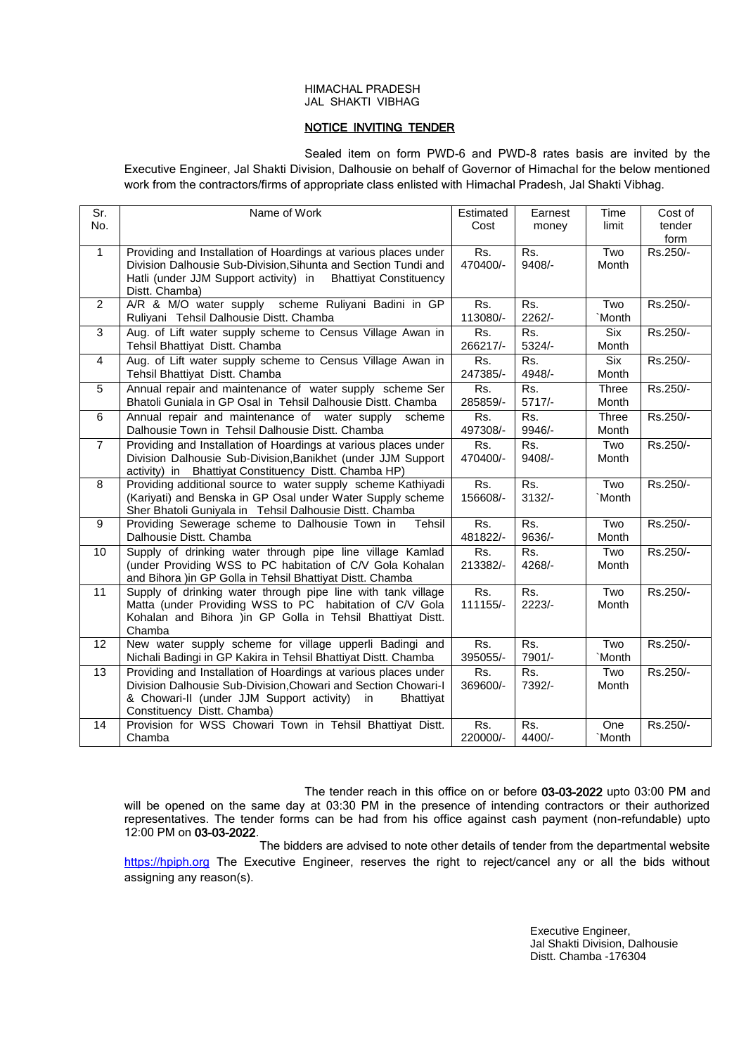HIMACHAL PRADESH
JAL SHAKTI VIBHAG

## NOTICE INVITING TENDER

Sealed item on form PWD-6 and PWD-8 rates basis are invited by the Executive Engineer, Jal Shakti Division, Dalhousie on behalf of Governor of Himachal for the below mentioned work from the contractors/firms of appropriate class enlisted with Himachal Pradesh, Jal Shakti Vibhag.

| Sr. No. | Name of Work | Estimated Cost | Earnest money | Time limit | Cost of tender form |
|---|---|---|---|---|---|
| 1 | Providing and Installation of Hoardings at various places under Division Dalhousie Sub-Division,Sihunta and Section Tundi and Hatli (under JJM Support activity) in Bhattiyat Constituency Distt. Chamba) | Rs. 470400/- | Rs. 9408/- | Two Month | Rs.250/- |
| 2 | A/R & M/O water supply scheme Ruliyani Badini in GP Ruliyani Tehsil Dalhousie Distt. Chamba | Rs. 113080/- | Rs. 2262/- | Two `Month | Rs.250/- |
| 3 | Aug. of Lift water supply scheme to Census Village Awan in Tehsil Bhattiyat Distt. Chamba | Rs. 266217/- | Rs. 5324/- | Six Month | Rs.250/- |
| 4 | Aug. of Lift water supply scheme to Census Village Awan in Tehsil Bhattiyat Distt. Chamba | Rs. 247385/- | Rs. 4948/- | Six Month | Rs.250/- |
| 5 | Annual repair and maintenance of water supply scheme Ser Bhatoli Guniala in GP Osal in Tehsil Dalhousie Distt. Chamba | Rs. 285859/- | Rs. 5717/- | Three Month | Rs.250/- |
| 6 | Annual repair and maintenance of water supply scheme Dalhousie Town in Tehsil Dalhousie Distt. Chamba | Rs. 497308/- | Rs. 9946/- | Three Month | Rs.250/- |
| 7 | Providing and Installation of Hoardings at various places under Division Dalhousie Sub-Division,Banikhet (under JJM Support activity) in Bhattiyat Constituency Distt. Chamba HP) | Rs. 470400/- | Rs. 9408/- | Two Month | Rs.250/- |
| 8 | Providing additional source to water supply scheme Kathiyadi (Kariyati) and Benska in GP Osal under Water Supply scheme Sher Bhatoli Guniyala in Tehsil Dalhousie Distt. Chamba | Rs. 156608/- | Rs. 3132/- | Two `Month | Rs.250/- |
| 9 | Providing Sewerage scheme to Dalhousie Town in Tehsil Dalhousie Distt. Chamba | Rs. 481822/- | Rs. 9636/- | Two Month | Rs.250/- |
| 10 | Supply of drinking water through pipe line village Kamlad (under Providing WSS to PC habitation of C/V Gola Kohalan and Bihora )in GP Golla in Tehsil Bhattiyat Distt. Chamba | Rs. 213382/- | Rs. 4268/- | Two Month | Rs.250/- |
| 11 | Supply of drinking water through pipe line with tank village Matta (under Providing WSS to PC habitation of C/V Gola Kohalan and Bihora )in GP Golla in Tehsil Bhattiyat Distt. Chamba | Rs. 111155/- | Rs. 2223/- | Two Month | Rs.250/- |
| 12 | New water supply scheme for village upperli Badingi and Nichali Badingi in GP Kakira in Tehsil Bhattiyat Distt. Chamba | Rs. 395055/- | Rs. 7901/- | Two `Month | Rs.250/- |
| 13 | Providing and Installation of Hoardings at various places under Division Dalhousie Sub-Division,Chowari and Section Chowari-I & Chowari-II (under JJM Support activity) in Bhattiyat Constituency Distt. Chamba) | Rs. 369600/- | Rs. 7392/- | Two Month | Rs.250/- |
| 14 | Provision for WSS Chowari Town in Tehsil Bhattiyat Distt. Chamba | Rs. 220000/- | Rs. 4400/- | One `Month | Rs.250/- |

The tender reach in this office on or before **03-03-2022** upto 03:00 PM and will be opened on the same day at 03:30 PM in the presence of intending contractors or their authorized representatives. The tender forms can be had from his office against cash payment (non-refundable) upto 12:00 PM on **03-03-2022**.

The bidders are advised to note other details of tender from the departmental website https://hpiph.org The Executive Engineer, reserves the right to reject/cancel any or all the bids without assigning any reason(s).

Executive Engineer,
Jal Shakti Division, Dalhousie
Distt. Chamba -176304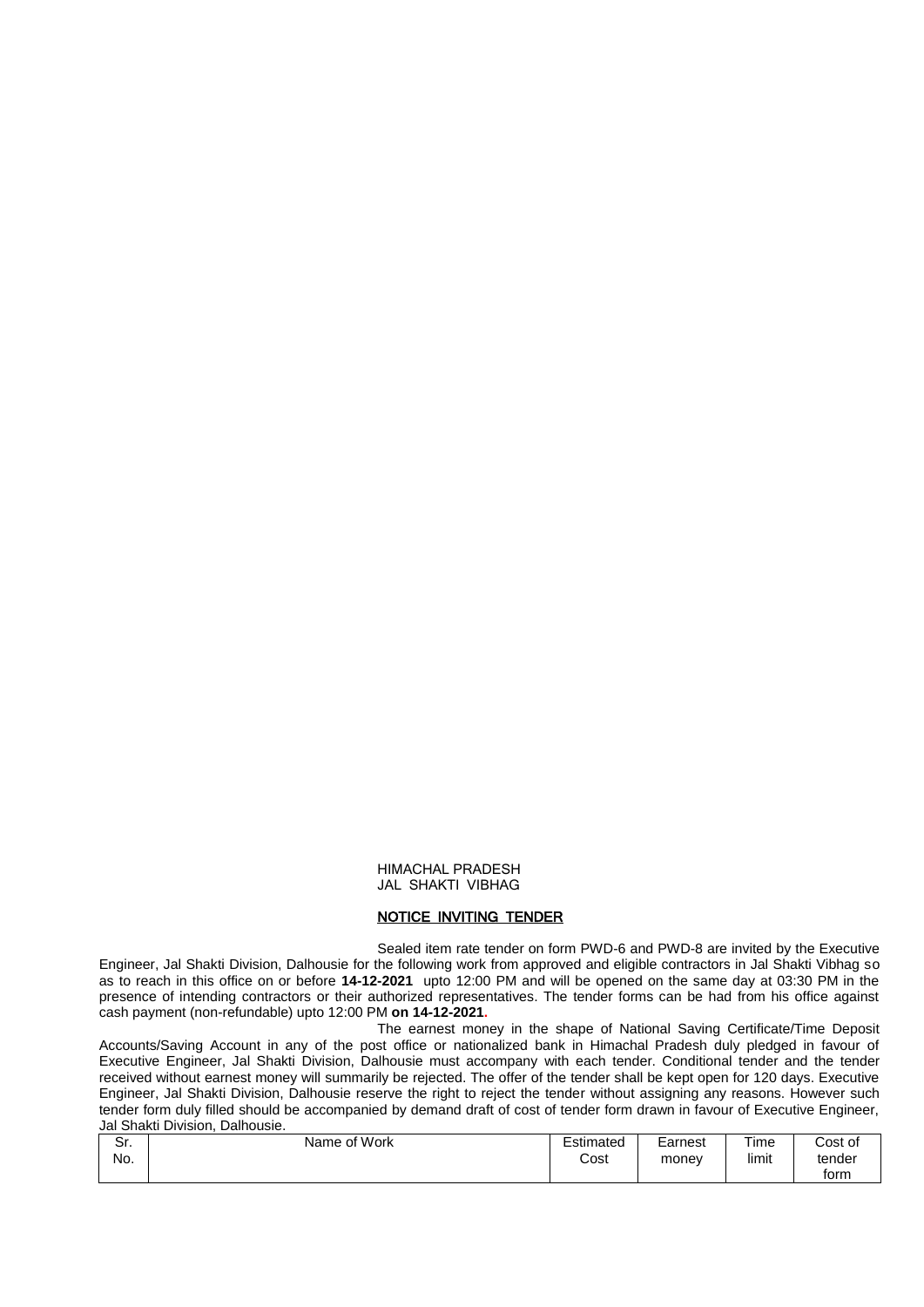HIMACHAL PRADESH
JAL SHAKTI VIBHAG

## NOTICE INVITING TENDER

Sealed item rate tender on form PWD-6 and PWD-8 are invited by the Executive Engineer, Jal Shakti Division, Dalhousie for the following work from approved and eligible contractors in Jal Shakti Vibhag so as to reach in this office on or before **14-12-2021** upto 12:00 PM and will be opened on the same day at 03:30 PM in the presence of intending contractors or their authorized representatives. The tender forms can be had from his office against cash payment (non-refundable) upto 12:00 PM **on 14-12-2021.**

The earnest money in the shape of National Saving Certificate/Time Deposit Accounts/Saving Account in any of the post office or nationalized bank in Himachal Pradesh duly pledged in favour of Executive Engineer, Jal Shakti Division, Dalhousie must accompany with each tender. Conditional tender and the tender received without earnest money will summarily be rejected. The offer of the tender shall be kept open for 120 days. Executive Engineer, Jal Shakti Division, Dalhousie reserve the right to reject the tender without assigning any reasons. However such tender form duly filled should be accompanied by demand draft of cost of tender form drawn in favour of Executive Engineer, Jal Shakti Division, Dalhousie.

| Sr. No. | Name of Work | Estimated Cost | Earnest money | Time limit | Cost of tender form |
|---|---|---|---|---|---|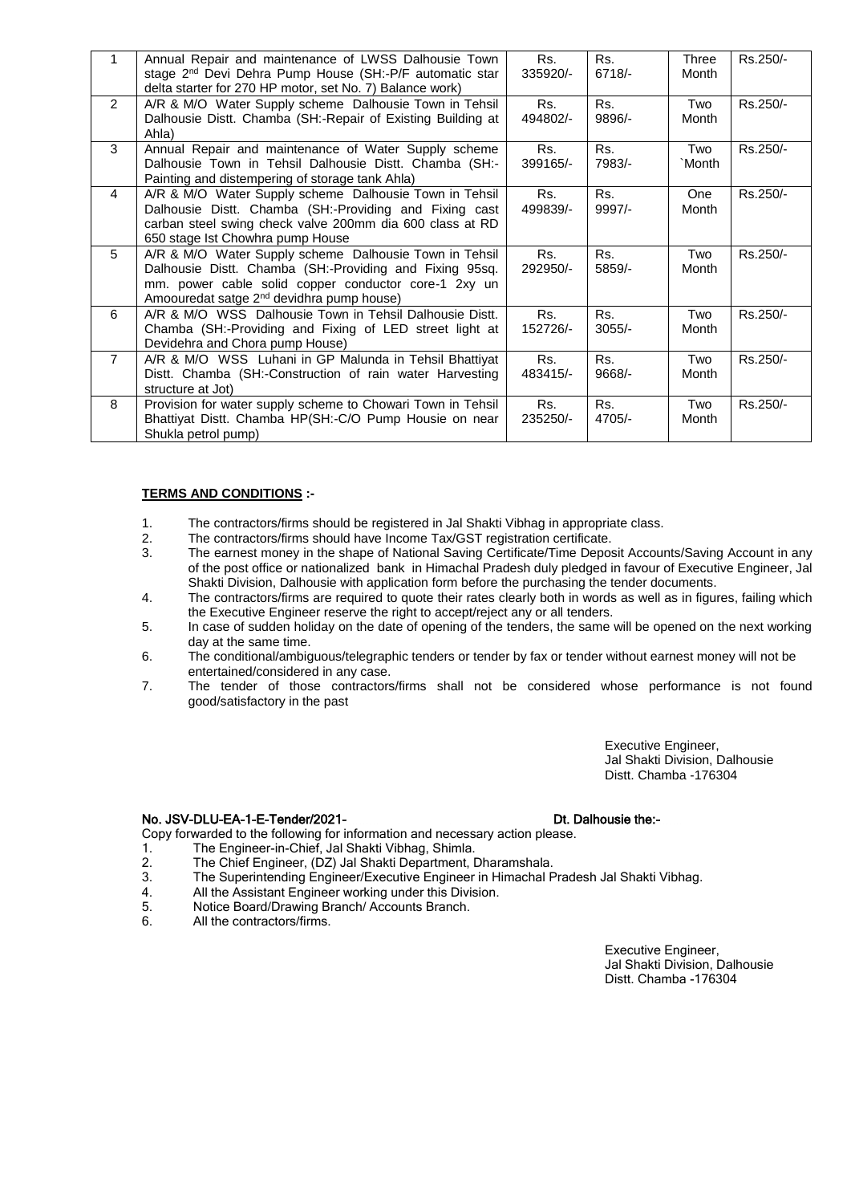| | | | | | |
|---|---|---|---|---|---|
| 1 | Annual Repair and maintenance of LWSS Dalhousie Town stage 2nd Devi Dehra Pump House (SH:-P/F automatic star delta starter for 270 HP motor, set No. 7) Balance work) | Rs. 335920/- | Rs. 6718/- | Three Month | Rs.250/- |
| 2 | A/R & M/O Water Supply scheme Dalhousie Town in Tehsil Dalhousie Distt. Chamba (SH:-Repair of Existing Building at Ahla) | Rs. 494802/- | Rs. 9896/- | Two Month | Rs.250/- |
| 3 | Annual Repair and maintenance of Water Supply scheme Dalhousie Town in Tehsil Dalhousie Distt. Chamba (SH:-Painting and distempering of storage tank Ahla) | Rs. 399165/- | Rs. 7983/- | Two `Month | Rs.250/- |
| 4 | A/R & M/O Water Supply scheme Dalhousie Town in Tehsil Dalhousie Distt. Chamba (SH:-Providing and Fixing cast carban steel swing check valve 200mm dia 600 class at RD 650 stage Ist Chowhra pump House | Rs. 499839/- | Rs. 9997/- | One Month | Rs.250/- |
| 5 | A/R & M/O Water Supply scheme Dalhousie Town in Tehsil Dalhousie Distt. Chamba (SH:-Providing and Fixing 95sq. mm. power cable solid copper conductor core-1 2xy un Amoouredat satge 2nd devidhra pump house) | Rs. 292950/- | Rs. 5859/- | Two Month | Rs.250/- |
| 6 | A/R & M/O WSS Dalhousie Town in Tehsil Dalhousie Distt. Chamba (SH:-Providing and Fixing of LED street light at Devidehra and Chora pump House) | Rs. 152726/- | Rs. 3055/- | Two Month | Rs.250/- |
| 7 | A/R & M/O WSS Luhani in GP Malunda in Tehsil Bhattiyat Distt. Chamba (SH:-Construction of rain water Harvesting structure at Jot) | Rs. 483415/- | Rs. 9668/- | Two Month | Rs.250/- |
| 8 | Provision for water supply scheme to Chowari Town in Tehsil Bhattiyat Distt. Chamba HP(SH:-C/O Pump Housie on near Shukla petrol pump) | Rs. 235250/- | Rs. 4705/- | Two Month | Rs.250/- |

**TERMS AND CONDITIONS :-**

1. The contractors/firms should be registered in Jal Shakti Vibhag in appropriate class.
2. The contractors/firms should have Income Tax/GST registration certificate.
3. The earnest money in the shape of National Saving Certificate/Time Deposit Accounts/Saving Account in any of the post office or nationalized bank in Himachal Pradesh duly pledged in favour of Executive Engineer, Jal Shakti Division, Dalhousie with application form before the purchasing the tender documents.
4. The contractors/firms are required to quote their rates clearly both in words as well as in figures, failing which the Executive Engineer reserve the right to accept/reject any or all tenders.
5. In case of sudden holiday on the date of opening of the tenders, the same will be opened on the next working day at the same time.
6. The conditional/ambiguous/telegraphic tenders or tender by fax or tender without earnest money will not be entertained/considered in any case.
7. The tender of those contractors/firms shall not be considered whose performance is not found good/satisfactory in the past

Executive Engineer,
Jal Shakti Division, Dalhousie
Distt. Chamba -176304

**No. JSV-DLU-EA-1-E-Tender/2021-** **Dt. Dalhousie the:-**

Copy forwarded to the following for information and necessary action please.

1. The Engineer-in-Chief, Jal Shakti Vibhag, Shimla.
2. The Chief Engineer, (DZ) Jal Shakti Department, Dharamshala.
3. The Superintending Engineer/Executive Engineer in Himachal Pradesh Jal Shakti Vibhag.
4. All the Assistant Engineer working under this Division.
5. Notice Board/Drawing Branch/ Accounts Branch.
6. All the contractors/firms.

Executive Engineer,
Jal Shakti Division, Dalhousie
Distt. Chamba -176304